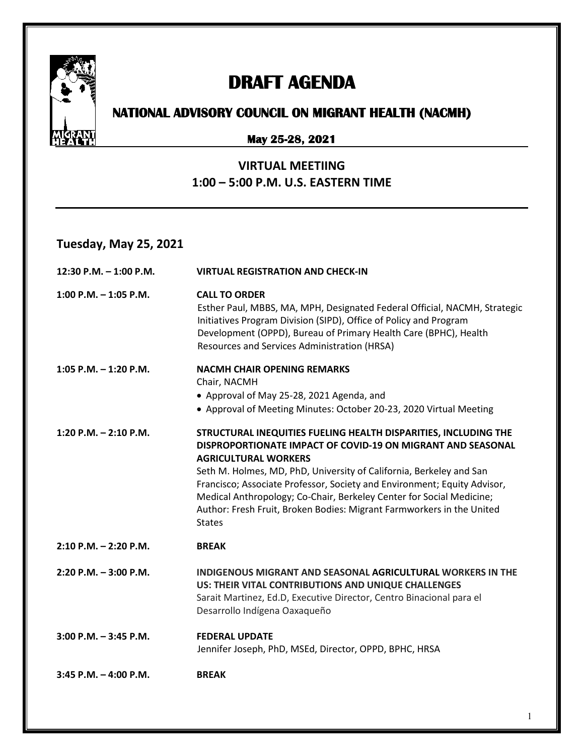# DRAFT AGENDA

## NATIONAL ADVISORY COUNCIL ON MIGRANT HEALTH (NACMH)

### May 25-28, 2021

### VIRTUAL MEETIING
### 1:00 – 5:00 P.M. U.S. EASTERN TIME

## Tuesday, May 25, 2021

**12:30 P.M. – 1:00 P.M.** **VIRTUAL REGISTRATION AND CHECK-IN**

**1:00 P.M. – 1:05 P.M.** **CALL TO ORDER**
Esther Paul, MBBS, MA, MPH, Designated Federal Official, NACMH, Strategic Initiatives Program Division (SIPD), Office of Policy and Program Development (OPPD), Bureau of Primary Health Care (BPHC), Health Resources and Services Administration (HRSA)

**1:05 P.M. – 1:20 P.M.** **NACMH CHAIR OPENING REMARKS**
Chair, NACMH
- Approval of May 25-28, 2021 Agenda, and
- Approval of Meeting Minutes: October 20-23, 2020 Virtual Meeting

**1:20 P.M. – 2:10 P.M.** **STRUCTURAL INEQUITIES FUELING HEALTH DISPARITIES, INCLUDING THE DISPROPORTIONATE IMPACT OF COVID-19 ON MIGRANT AND SEASONAL AGRICULTURAL WORKERS**
Seth M. Holmes, MD, PhD, University of California, Berkeley and San Francisco; Associate Professor, Society and Environment; Equity Advisor, Medical Anthropology; Co-Chair, Berkeley Center for Social Medicine; Author: Fresh Fruit, Broken Bodies: Migrant Farmworkers in the United States

**2:10 P.M. – 2:20 P.M.** **BREAK**

**2:20 P.M. – 3:00 P.M.** **INDIGENOUS MIGRANT AND SEASONAL AGRICULTURAL WORKERS IN THE US: THEIR VITAL CONTRIBUTIONS AND UNIQUE CHALLENGES**
Sarait Martinez, Ed.D, Executive Director, Centro Binacional para el Desarrollo Indígena Oaxaqueño

**3:00 P.M. – 3:45 P.M.** **FEDERAL UPDATE**
Jennifer Joseph, PhD, MSEd, Director, OPPD, BPHC, HRSA

**3:45 P.M. – 4:00 P.M.** **BREAK**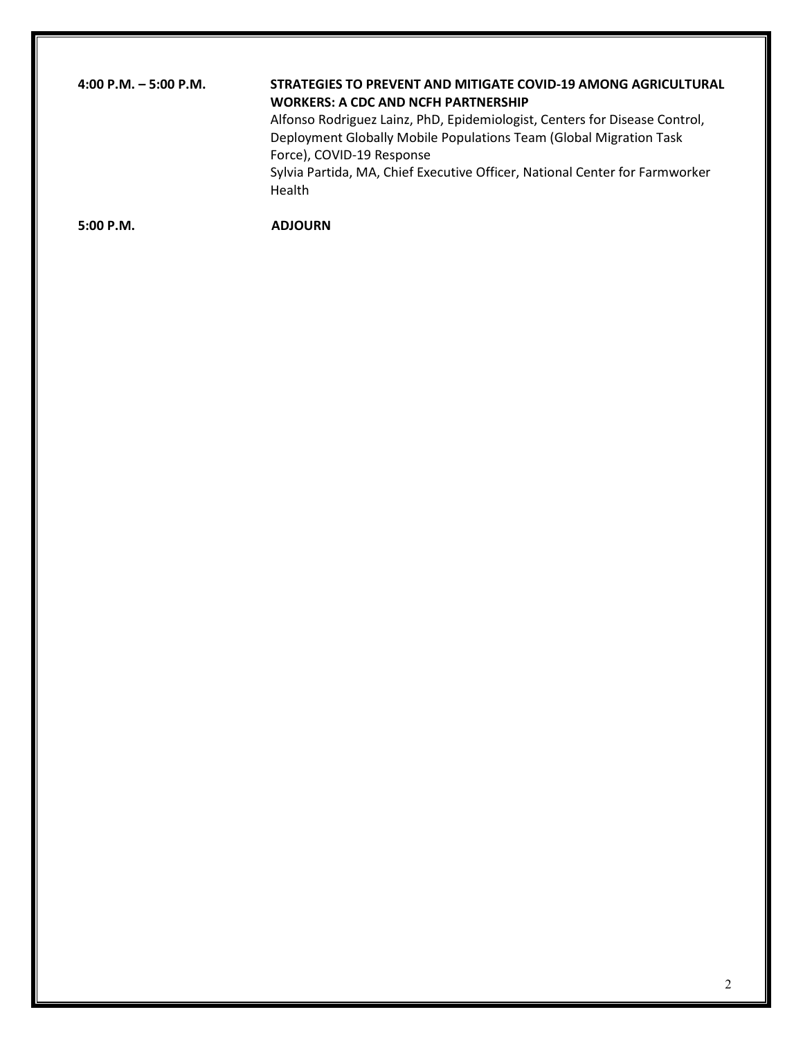**4:00 P.M. – 5:00 P.M.** **STRATEGIES TO PREVENT AND MITIGATE COVID-19 AMONG AGRICULTURAL WORKERS: A CDC AND NCFH PARTNERSHIP**

Alfonso Rodriguez Lainz, PhD, Epidemiologist, Centers for Disease Control, Deployment Globally Mobile Populations Team (Global Migration Task Force), COVID-19 Response

Sylvia Partida, MA, Chief Executive Officer, National Center for Farmworker Health

**5:00 P.M.** **ADJOURN**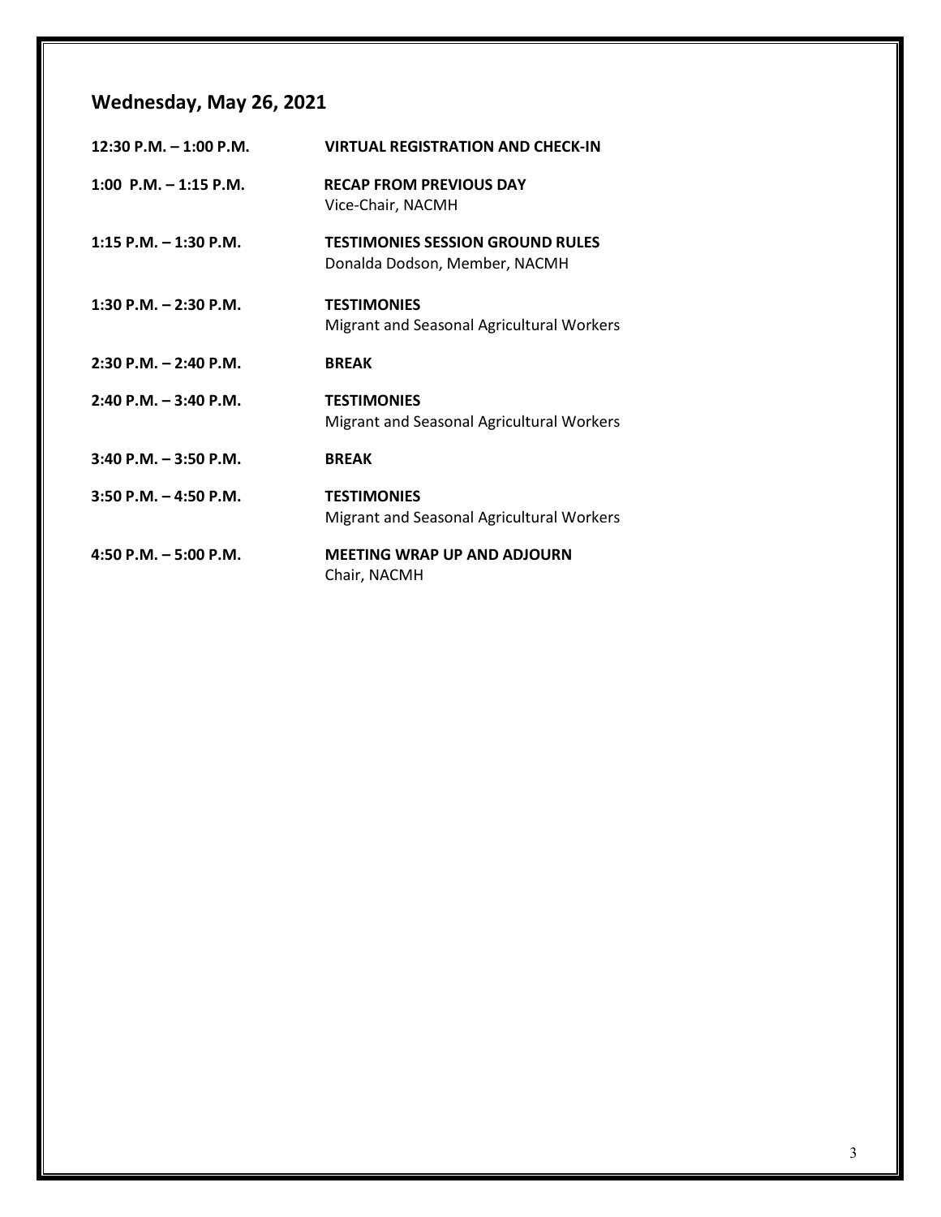## Wednesday, May 26, 2021

| | |
|---|---|
| **12:30 P.M. – 1:00 P.M.** | **VIRTUAL REGISTRATION AND CHECK-IN** |
| **1:00 P.M. – 1:15 P.M.** | **RECAP FROM PREVIOUS DAY**<br>Vice-Chair, NACMH |
| **1:15 P.M. – 1:30 P.M.** | **TESTIMONIES SESSION GROUND RULES**<br>Donalda Dodson, Member, NACMH |
| **1:30 P.M. – 2:30 P.M.** | **TESTIMONIES**<br>Migrant and Seasonal Agricultural Workers |
| **2:30 P.M. – 2:40 P.M.** | **BREAK** |
| **2:40 P.M. – 3:40 P.M.** | **TESTIMONIES**<br>Migrant and Seasonal Agricultural Workers |
| **3:40 P.M. – 3:50 P.M.** | **BREAK** |
| **3:50 P.M. – 4:50 P.M.** | **TESTIMONIES**<br>Migrant and Seasonal Agricultural Workers |
| **4:50 P.M. – 5:00 P.M.** | **MEETING WRAP UP AND ADJOURN**<br>Chair, NACMH |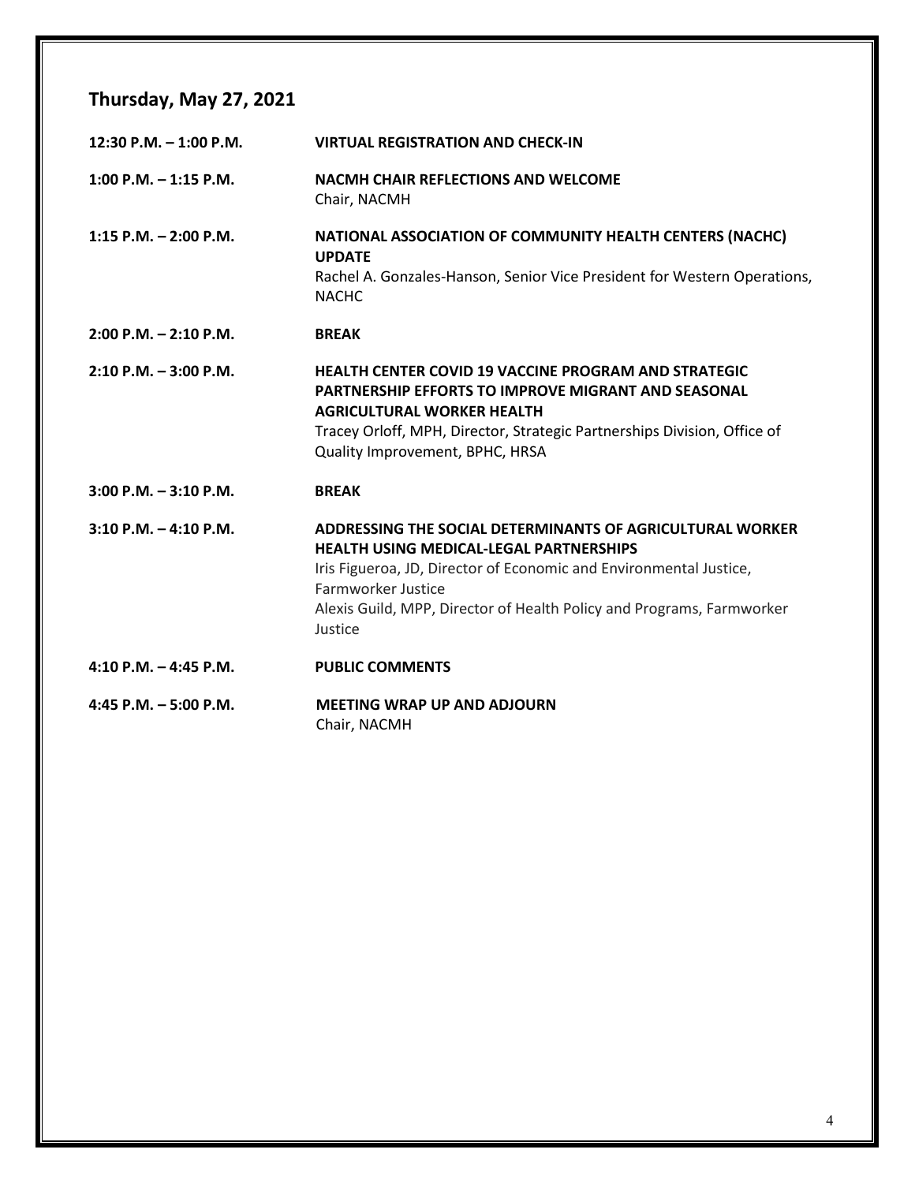## Thursday, May 27, 2021

| | |
|---|---|
| **12:30 P.M. – 1:00 P.M.** | **VIRTUAL REGISTRATION AND CHECK-IN** |
| **1:00 P.M. – 1:15 P.M.** | **NACMH CHAIR REFLECTIONS AND WELCOME**<br>Chair, NACMH |
| **1:15 P.M. – 2:00 P.M.** | **NATIONAL ASSOCIATION OF COMMUNITY HEALTH CENTERS (NACHC) UPDATE**<br>Rachel A. Gonzales-Hanson, Senior Vice President for Western Operations, NACHC |
| **2:00 P.M. – 2:10 P.M.** | **BREAK** |
| **2:10 P.M. – 3:00 P.M.** | **HEALTH CENTER COVID 19 VACCINE PROGRAM AND STRATEGIC PARTNERSHIP EFFORTS TO IMPROVE MIGRANT AND SEASONAL AGRICULTURAL WORKER HEALTH**<br>Tracey Orloff, MPH, Director, Strategic Partnerships Division, Office of Quality Improvement, BPHC, HRSA |
| **3:00 P.M. – 3:10 P.M.** | **BREAK** |
| **3:10 P.M. – 4:10 P.M.** | **ADDRESSING THE SOCIAL DETERMINANTS OF AGRICULTURAL WORKER HEALTH USING MEDICAL-LEGAL PARTNERSHIPS**<br>Iris Figueroa, JD, Director of Economic and Environmental Justice, Farmworker Justice<br>Alexis Guild, MPP, Director of Health Policy and Programs, Farmworker Justice |
| **4:10 P.M. – 4:45 P.M.** | **PUBLIC COMMENTS** |
| **4:45 P.M. – 5:00 P.M.** | **MEETING WRAP UP AND ADJOURN**<br>Chair, NACMH |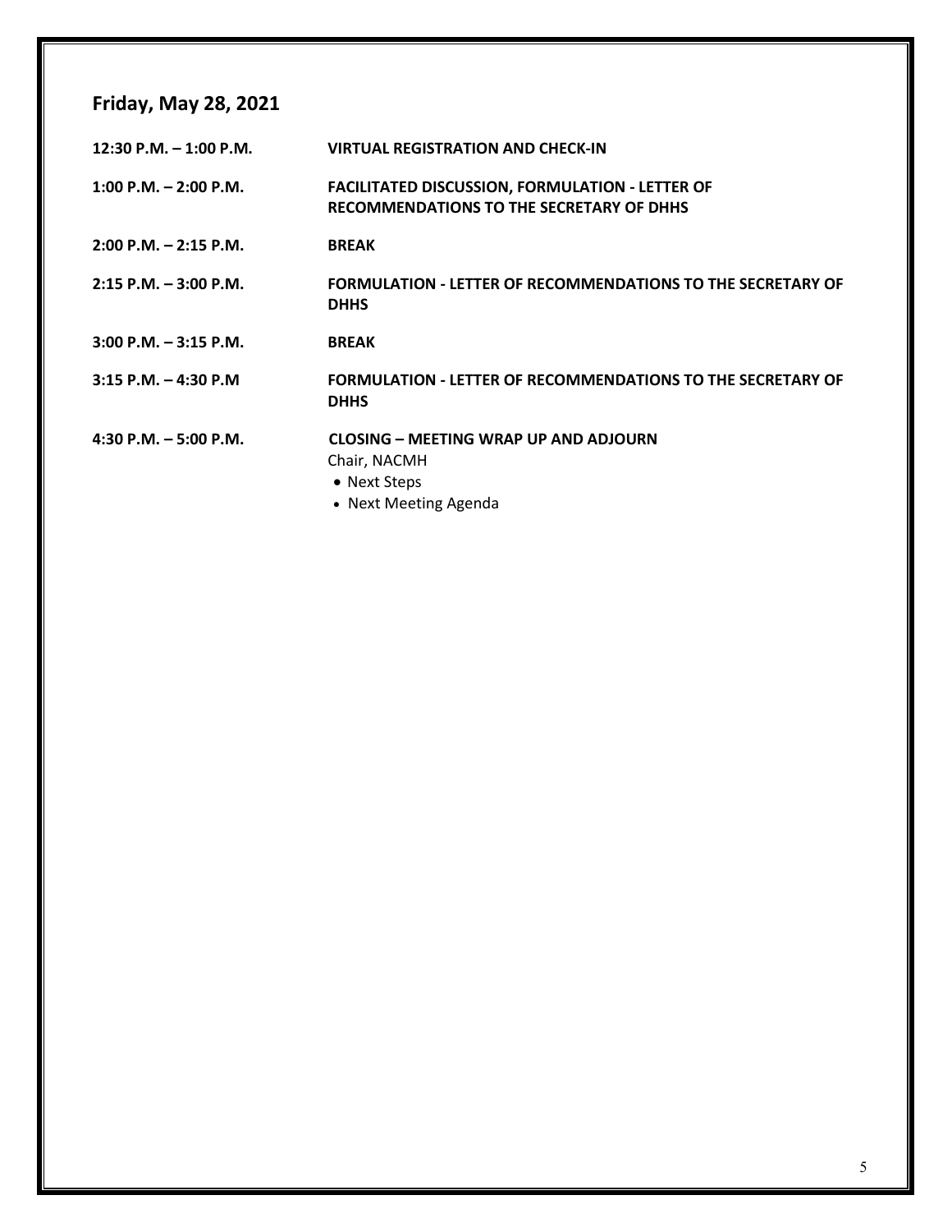## Friday, May 28, 2021

| | |
|---|---|
| **12:30 P.M. – 1:00 P.M.** | **VIRTUAL REGISTRATION AND CHECK-IN** |
| **1:00 P.M. – 2:00 P.M.** | **FACILITATED DISCUSSION, FORMULATION - LETTER OF RECOMMENDATIONS TO THE SECRETARY OF DHHS** |
| **2:00 P.M. – 2:15 P.M.** | **BREAK** |
| **2:15 P.M. – 3:00 P.M.** | **FORMULATION - LETTER OF RECOMMENDATIONS TO THE SECRETARY OF DHHS** |
| **3:00 P.M. – 3:15 P.M.** | **BREAK** |
| **3:15 P.M. – 4:30 P.M** | **FORMULATION - LETTER OF RECOMMENDATIONS TO THE SECRETARY OF DHHS** |
| **4:30 P.M. – 5:00 P.M.** | **CLOSING – MEETING WRAP UP AND ADJOURN**<br>Chair, NACMH<br>• Next Steps<br>• Next Meeting Agenda |